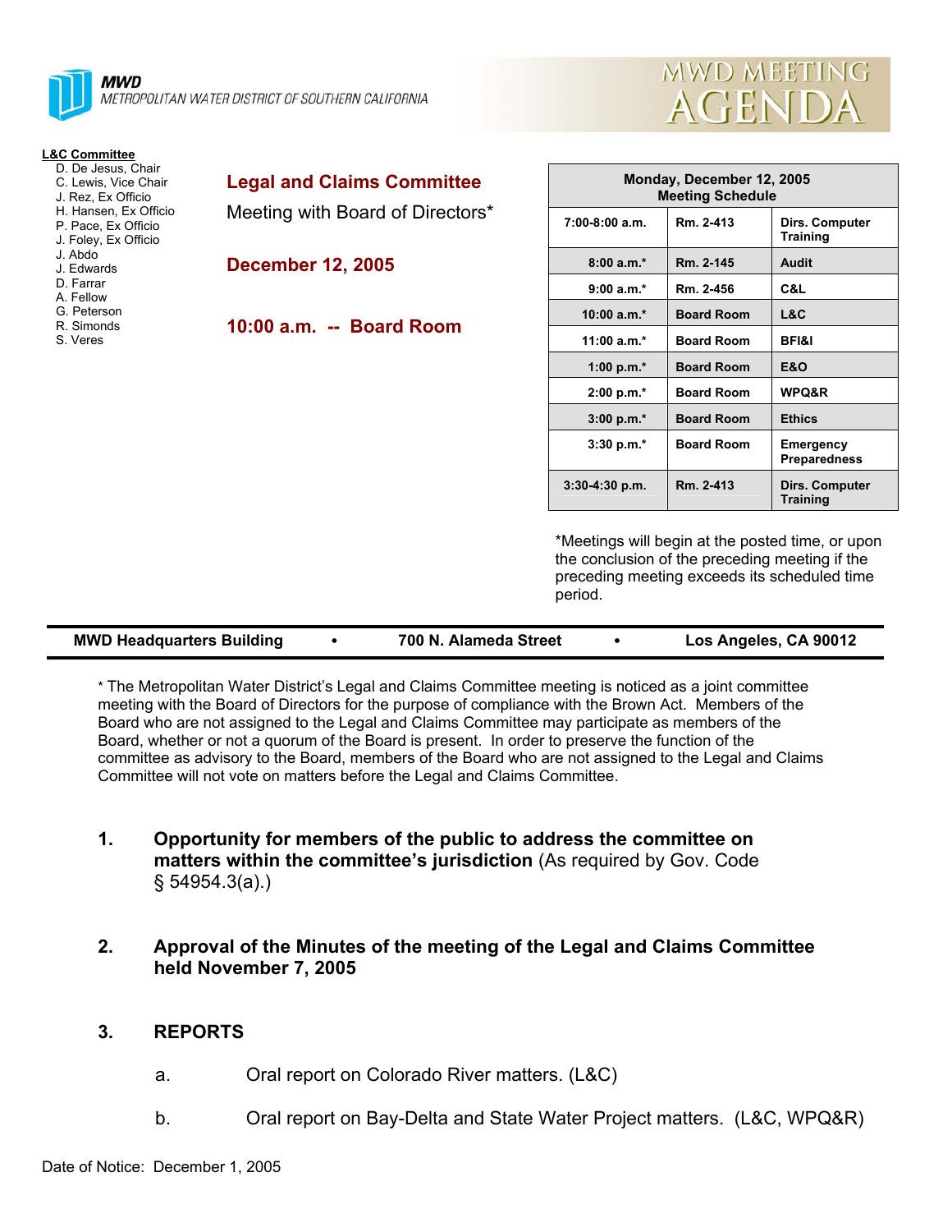**MWD**
*METROPOLITAN WATER DISTRICT OF SOUTHERN CALIFORNIA*

# MWD MEETING AGENDA

**L&C Committee**
- D. De Jesus, Chair
- C. Lewis, Vice Chair
- J. Rez, Ex Officio
- H. Hansen, Ex Officio
- P. Pace, Ex Officio
- J. Foley, Ex Officio
- J. Abdo
- J. Edwards
- D. Farrar
- A. Fellow
- G. Peterson
- R. Simonds
- S. Veres

## Legal and Claims Committee

Meeting with Board of Directors*

## December 12, 2005

## 10:00 a.m. -- Board Room

| Monday, December 12, 2005 Meeting Schedule | | |
|---|---|---|
| 7:00-8:00 a.m. | Rm. 2-413 | Dirs. Computer Training |
| 8:00 a.m.* | Rm. 2-145 | Audit |
| 9:00 a.m.* | Rm. 2-456 | C&L |
| 10:00 a.m.* | Board Room | L&C |
| 11:00 a.m.* | Board Room | BFI&I |
| 1:00 p.m.* | Board Room | E&O |
| 2:00 p.m.* | Board Room | WPQ&R |
| 3:00 p.m.* | Board Room | Ethics |
| 3:30 p.m.* | Board Room | Emergency Preparedness |
| 3:30-4:30 p.m. | Rm. 2-413 | Dirs. Computer Training |

*Meetings will begin at the posted time, or upon the conclusion of the preceding meeting if the preceding meeting exceeds its scheduled time period.

**MWD Headquarters Building • 700 N. Alameda Street • Los Angeles, CA 90012**

* The Metropolitan Water District's Legal and Claims Committee meeting is noticed as a joint committee meeting with the Board of Directors for the purpose of compliance with the Brown Act. Members of the Board who are not assigned to the Legal and Claims Committee may participate as members of the Board, whether or not a quorum of the Board is present. In order to preserve the function of the committee as advisory to the Board, members of the Board who are not assigned to the Legal and Claims Committee will not vote on matters before the Legal and Claims Committee.

1. **Opportunity for members of the public to address the committee on matters within the committee's jurisdiction** (As required by Gov. Code § 54954.3(a).)

2. **Approval of the Minutes of the meeting of the Legal and Claims Committee held November 7, 2005**

3. **REPORTS**

   a. Oral report on Colorado River matters. (L&C)

   b. Oral report on Bay-Delta and State Water Project matters. (L&C, WPQ&R)

Date of Notice: December 1, 2005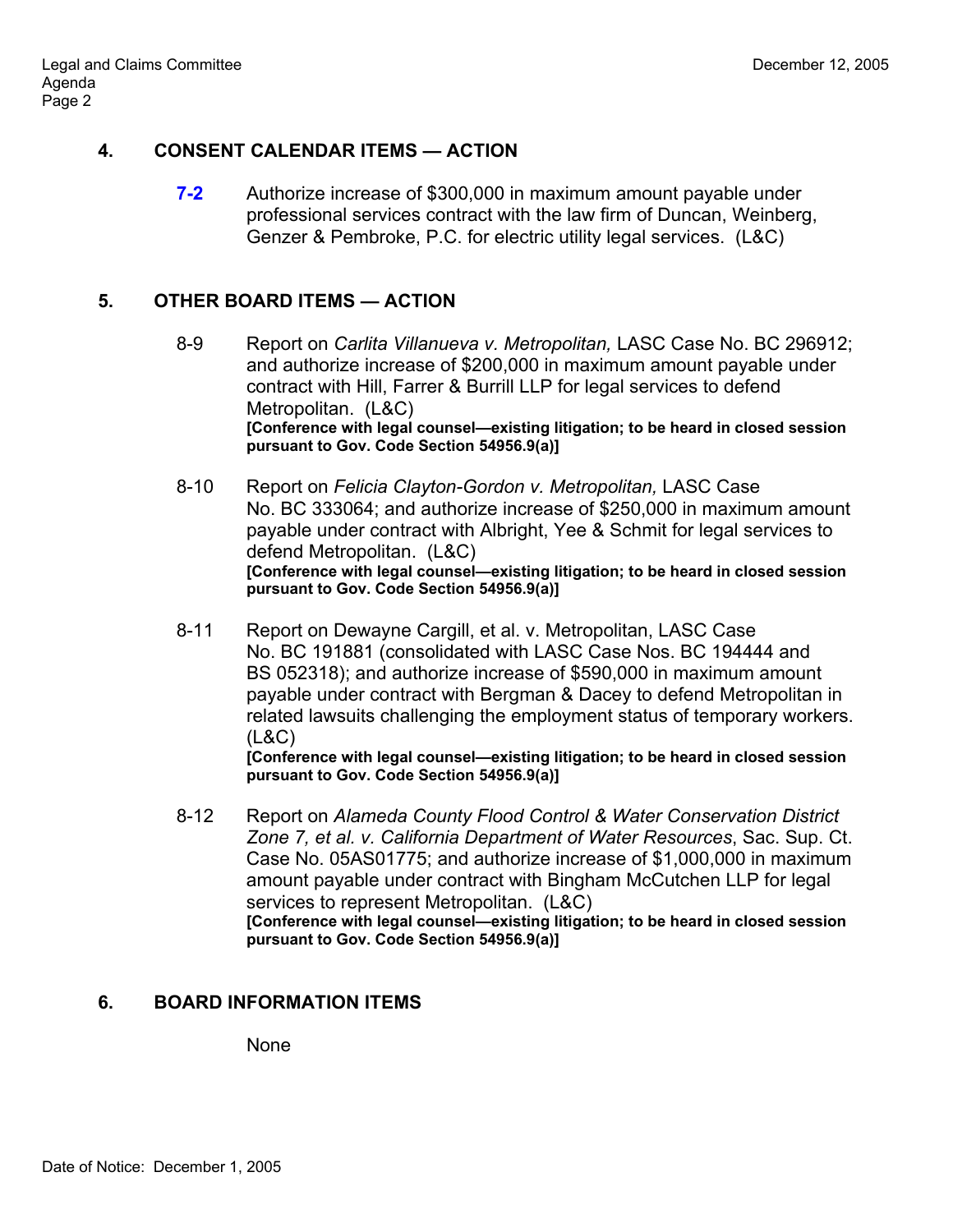## 4. CONSENT CALENDAR ITEMS — ACTION

**7-2** Authorize increase of $300,000 in maximum amount payable under professional services contract with the law firm of Duncan, Weinberg, Genzer & Pembroke, P.C. for electric utility legal services. (L&C)

## 5. OTHER BOARD ITEMS — ACTION

8-9 Report on *Carlita Villanueva v. Metropolitan,* LASC Case No. BC 296912; and authorize increase of $200,000 in maximum amount payable under contract with Hill, Farrer & Burrill LLP for legal services to defend Metropolitan. (L&C)
**[Conference with legal counsel—existing litigation; to be heard in closed session pursuant to Gov. Code Section 54956.9(a)]**

8-10 Report on *Felicia Clayton-Gordon v. Metropolitan,* LASC Case No. BC 333064; and authorize increase of $250,000 in maximum amount payable under contract with Albright, Yee & Schmit for legal services to defend Metropolitan. (L&C)
**[Conference with legal counsel—existing litigation; to be heard in closed session pursuant to Gov. Code Section 54956.9(a)]**

8-11 Report on Dewayne Cargill, et al. v. Metropolitan, LASC Case No. BC 191881 (consolidated with LASC Case Nos. BC 194444 and BS 052318); and authorize increase of $590,000 in maximum amount payable under contract with Bergman & Dacey to defend Metropolitan in related lawsuits challenging the employment status of temporary workers. (L&C)
**[Conference with legal counsel—existing litigation; to be heard in closed session pursuant to Gov. Code Section 54956.9(a)]**

8-12 Report on *Alameda County Flood Control & Water Conservation District Zone 7, et al. v. California Department of Water Resources*, Sac. Sup. Ct. Case No. 05AS01775; and authorize increase of $1,000,000 in maximum amount payable under contract with Bingham McCutchen LLP for legal services to represent Metropolitan. (L&C)
**[Conference with legal counsel—existing litigation; to be heard in closed session pursuant to Gov. Code Section 54956.9(a)]**

## 6. BOARD INFORMATION ITEMS

None

Date of Notice: December 1, 2005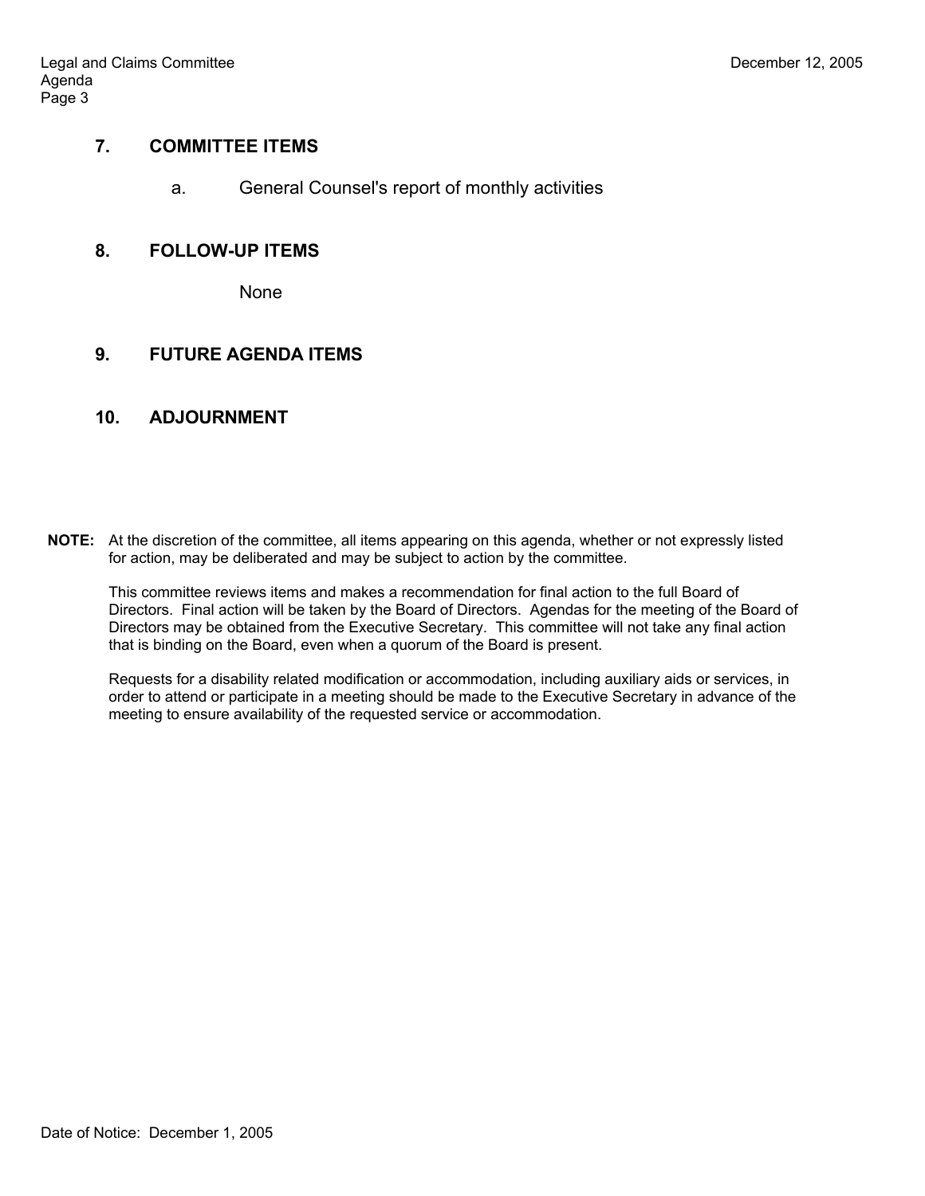## 7. COMMITTEE ITEMS

a. General Counsel's report of monthly activities

## 8. FOLLOW-UP ITEMS

None

## 9. FUTURE AGENDA ITEMS

## 10. ADJOURNMENT

**NOTE:** At the discretion of the committee, all items appearing on this agenda, whether or not expressly listed for action, may be deliberated and may be subject to action by the committee.

This committee reviews items and makes a recommendation for final action to the full Board of Directors. Final action will be taken by the Board of Directors. Agendas for the meeting of the Board of Directors may be obtained from the Executive Secretary. This committee will not take any final action that is binding on the Board, even when a quorum of the Board is present.

Requests for a disability related modification or accommodation, including auxiliary aids or services, in order to attend or participate in a meeting should be made to the Executive Secretary in advance of the meeting to ensure availability of the requested service or accommodation.

Date of Notice: December 1, 2005